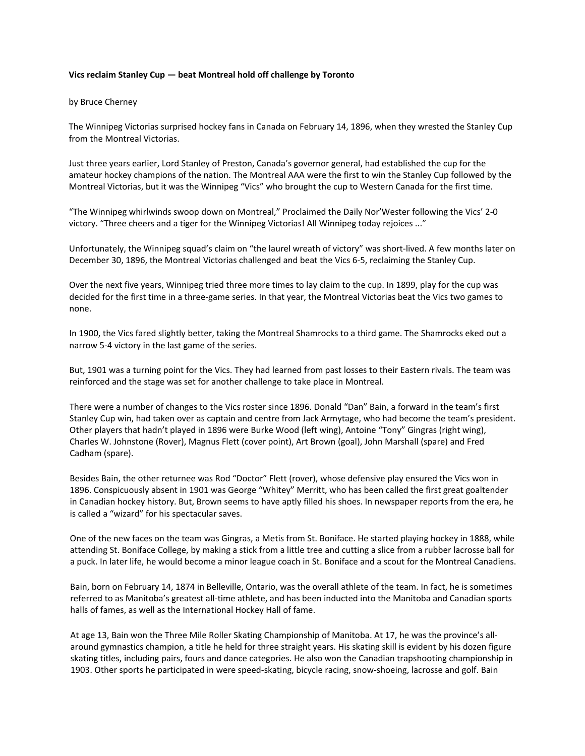**Vics reclaim Stanley Cup — beat Montreal hold off challenge by Toronto**

by Bruce Cherney

The Winnipeg Victorias surprised hockey fans in Canada on February 14, 1896, when they wrested the Stanley Cup from the Montreal Victorias.

Just three years earlier, Lord Stanley of Preston, Canada's governor general, had established the cup for the amateur hockey champions of the nation. The Montreal AAA were the first to win the Stanley Cup followed by the Montreal Victorias, but it was the Winnipeg "Vics" who brought the cup to Western Canada for the first time.

"The Winnipeg whirlwinds swoop down on Montreal," Proclaimed the Daily Nor'Wester following the Vics' 2-0 victory. "Three cheers and a tiger for the Winnipeg Victorias! All Winnipeg today rejoices ..."

Unfortunately, the Winnipeg squad's claim on "the laurel wreath of victory" was short-lived. A few months later on December 30, 1896, the Montreal Victorias challenged and beat the Vics 6-5, reclaiming the Stanley Cup.

Over the next five years, Winnipeg tried three more times to lay claim to the cup. In 1899, play for the cup was decided for the first time in a three-game series. In that year, the Montreal Victorias beat the Vics two games to none.

In 1900, the Vics fared slightly better, taking the Montreal Shamrocks to a third game. The Shamrocks eked out a narrow 5-4 victory in the last game of the series.

But, 1901 was a turning point for the Vics. They had learned from past losses to their Eastern rivals. The team was reinforced and the stage was set for another challenge to take place in Montreal.

There were a number of changes to the Vics roster since 1896. Donald "Dan" Bain, a forward in the team's first Stanley Cup win, had taken over as captain and centre from Jack Armytage, who had become the team's president. Other players that hadn't played in 1896 were Burke Wood (left wing), Antoine "Tony" Gingras (right wing), Charles W. Johnstone (Rover), Magnus Flett (cover point), Art Brown (goal), John Marshall (spare) and Fred Cadham (spare).

Besides Bain, the other returnee was Rod "Doctor" Flett (rover), whose defensive play ensured the Vics won in 1896. Conspicuously absent in 1901 was George "Whitey" Merritt, who has been called the first great goaltender in Canadian hockey history. But, Brown seems to have aptly filled his shoes. In newspaper reports from the era, he is called a "wizard" for his spectacular saves.

One of the new faces on the team was Gingras, a Metis from St. Boniface. He started playing hockey in 1888, while attending St. Boniface College, by making a stick from a little tree and cutting a slice from a rubber lacrosse ball for a puck. In later life, he would become a minor league coach in St. Boniface and a scout for the Montreal Canadiens.

Bain, born on February 14, 1874 in Belleville, Ontario, was the overall athlete of the team. In fact, he is sometimes referred to as Manitoba's greatest all-time athlete, and has been inducted into the Manitoba and Canadian sports halls of fames, as well as the International Hockey Hall of fame.

At age 13, Bain won the Three Mile Roller Skating Championship of Manitoba. At 17, he was the province's all-around gymnastics champion, a title he held for three straight years. His skating skill is evident by his dozen figure skating titles, including pairs, fours and dance categories. He also won the Canadian trapshooting championship in 1903. Other sports he participated in were speed-skating, bicycle racing, snow-shoeing, lacrosse and golf. Bain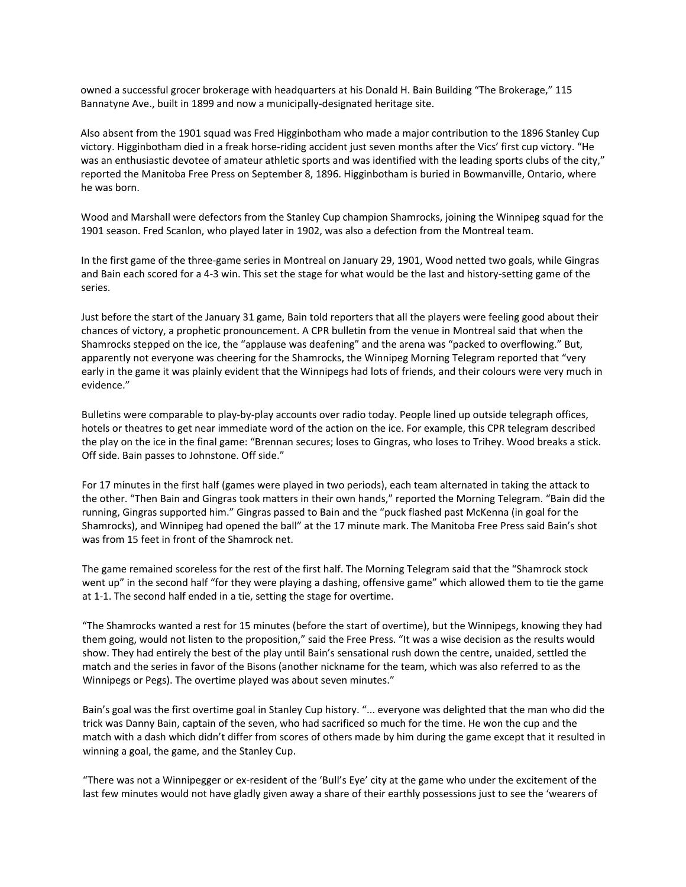owned a successful grocer brokerage with headquarters at his Donald H. Bain Building "The Brokerage," 115 Bannatyne Ave., built in 1899 and now a municipally-designated heritage site.

Also absent from the 1901 squad was Fred Higginbotham who made a major contribution to the 1896 Stanley Cup victory. Higginbotham died in a freak horse-riding accident just seven months after the Vics' first cup victory. "He was an enthusiastic devotee of amateur athletic sports and was identified with the leading sports clubs of the city," reported the Manitoba Free Press on September 8, 1896. Higginbotham is buried in Bowmanville, Ontario, where he was born.

Wood and Marshall were defectors from the Stanley Cup champion Shamrocks, joining the Winnipeg squad for the 1901 season. Fred Scanlon, who played later in 1902, was also a defection from the Montreal team.

In the first game of the three-game series in Montreal on January 29, 1901, Wood netted two goals, while Gingras and Bain each scored for a 4-3 win. This set the stage for what would be the last and history-setting game of the series.

Just before the start of the January 31 game, Bain told reporters that all the players were feeling good about their chances of victory, a prophetic pronouncement. A CPR bulletin from the venue in Montreal said that when the Shamrocks stepped on the ice, the "applause was deafening" and the arena was "packed to overflowing." But, apparently not everyone was cheering for the Shamrocks, the Winnipeg Morning Telegram reported that "very early in the game it was plainly evident that the Winnipegs had lots of friends, and their colours were very much in evidence."

Bulletins were comparable to play-by-play accounts over radio today. People lined up outside telegraph offices, hotels or theatres to get near immediate word of the action on the ice. For example, this CPR telegram described the play on the ice in the final game: "Brennan secures; loses to Gingras, who loses to Trihey. Wood breaks a stick. Off side. Bain passes to Johnstone. Off side."

For 17 minutes in the first half (games were played in two periods), each team alternated in taking the attack to the other. "Then Bain and Gingras took matters in their own hands," reported the Morning Telegram. "Bain did the running, Gingras supported him." Gingras passed to Bain and the "puck flashed past McKenna (in goal for the Shamrocks), and Winnipeg had opened the ball" at the 17 minute mark. The Manitoba Free Press said Bain's shot was from 15 feet in front of the Shamrock net.

The game remained scoreless for the rest of the first half. The Morning Telegram said that the "Shamrock stock went up" in the second half "for they were playing a dashing, offensive game" which allowed them to tie the game at 1-1. The second half ended in a tie, setting the stage for overtime.

"The Shamrocks wanted a rest for 15 minutes (before the start of overtime), but the Winnipegs, knowing they had them going, would not listen to the proposition," said the Free Press. "It was a wise decision as the results would show. They had entirely the best of the play until Bain's sensational rush down the centre, unaided, settled the match and the series in favor of the Bisons (another nickname for the team, which was also referred to as the Winnipegs or Pegs). The overtime played was about seven minutes."

Bain's goal was the first overtime goal in Stanley Cup history. "... everyone was delighted that the man who did the trick was Danny Bain, captain of the seven, who had sacrificed so much for the time. He won the cup and the match with a dash which didn't differ from scores of others made by him during the game except that it resulted in winning a goal, the game, and the Stanley Cup.

"There was not a Winnipegger or ex-resident of the 'Bull's Eye' city at the game who under the excitement of the last few minutes would not have gladly given away a share of their earthly possessions just to see the 'wearers of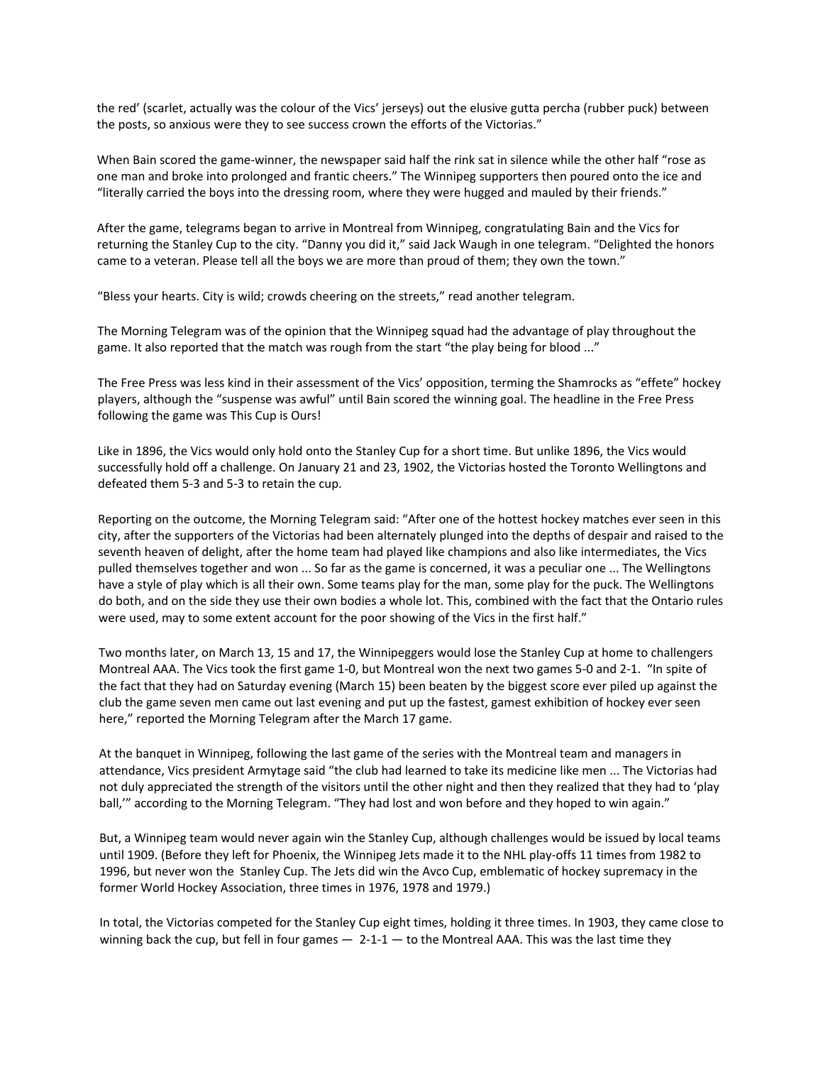the red' (scarlet, actually was the colour of the Vics' jerseys) out the elusive gutta percha (rubber puck) between the posts, so anxious were they to see success crown the efforts of the Victorias."

When Bain scored the game-winner, the newspaper said half the rink sat in silence while the other half "rose as one man and broke into prolonged and frantic cheers." The Winnipeg supporters then poured onto the ice and "literally carried the boys into the dressing room, where they were hugged and mauled by their friends."

After the game, telegrams began to arrive in Montreal from Winnipeg, congratulating Bain and the Vics for returning the Stanley Cup to the city. "Danny you did it," said Jack Waugh in one telegram. "Delighted the honors came to a veteran. Please tell all the boys we are more than proud of them; they own the town."

"Bless your hearts. City is wild; crowds cheering on the streets," read another telegram.

The Morning Telegram was of the opinion that the Winnipeg squad had the advantage of play throughout the game. It also reported that the match was rough from the start "the play being for blood ..."

The Free Press was less kind in their assessment of the Vics' opposition, terming the Shamrocks as "effete" hockey players, although the "suspense was awful" until Bain scored the winning goal. The headline in the Free Press following the game was This Cup is Ours!

Like in 1896, the Vics would only hold onto the Stanley Cup for a short time. But unlike 1896, the Vics would successfully hold off a challenge. On January 21 and 23, 1902, the Victorias hosted the Toronto Wellingtons and defeated them 5-3 and 5-3 to retain the cup.

Reporting on the outcome, the Morning Telegram said: "After one of the hottest hockey matches ever seen in this city, after the supporters of the Victorias had been alternately plunged into the depths of despair and raised to the seventh heaven of delight, after the home team had played like champions and also like intermediates, the Vics pulled themselves together and won ... So far as the game is concerned, it was a peculiar one ... The Wellingtons have a style of play which is all their own. Some teams play for the man, some play for the puck. The Wellingtons do both, and on the side they use their own bodies a whole lot. This, combined with the fact that the Ontario rules were used, may to some extent account for the poor showing of the Vics in the first half."

Two months later, on March 13, 15 and 17, the Winnipeggers would lose the Stanley Cup at home to challengers Montreal AAA. The Vics took the first game 1-0, but Montreal won the next two games 5-0 and 2-1. "In spite of the fact that they had on Saturday evening (March 15) been beaten by the biggest score ever piled up against the club the game seven men came out last evening and put up the fastest, gamest exhibition of hockey ever seen here," reported the Morning Telegram after the March 17 game.

At the banquet in Winnipeg, following the last game of the series with the Montreal team and managers in attendance, Vics president Armytage said "the club had learned to take its medicine like men ... The Victorias had not duly appreciated the strength of the visitors until the other night and then they realized that they had to 'play ball,'" according to the Morning Telegram. "They had lost and won before and they hoped to win again."

But, a Winnipeg team would never again win the Stanley Cup, although challenges would be issued by local teams until 1909. (Before they left for Phoenix, the Winnipeg Jets made it to the NHL play-offs 11 times from 1982 to 1996, but never won the Stanley Cup. The Jets did win the Avco Cup, emblematic of hockey supremacy in the former World Hockey Association, three times in 1976, 1978 and 1979.)

In total, the Victorias competed for the Stanley Cup eight times, holding it three times. In 1903, they came close to winning back the cup, but fell in four games — 2-1-1 — to the Montreal AAA. This was the last time they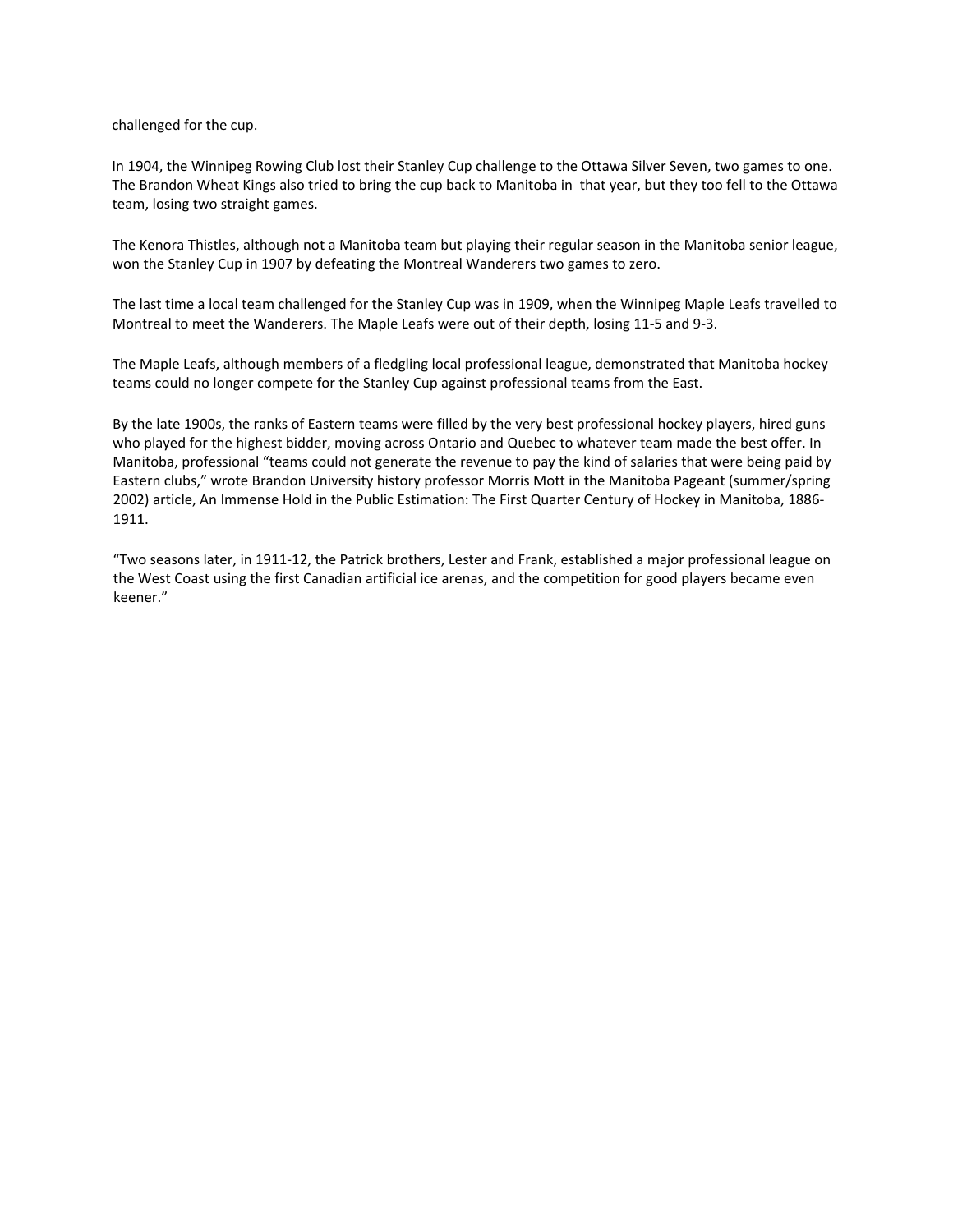challenged for the cup.

In 1904, the Winnipeg Rowing Club lost their Stanley Cup challenge to the Ottawa Silver Seven, two games to one. The Brandon Wheat Kings also tried to bring the cup back to Manitoba in that year, but they too fell to the Ottawa team, losing two straight games.

The Kenora Thistles, although not a Manitoba team but playing their regular season in the Manitoba senior league, won the Stanley Cup in 1907 by defeating the Montreal Wanderers two games to zero.

The last time a local team challenged for the Stanley Cup was in 1909, when the Winnipeg Maple Leafs travelled to Montreal to meet the Wanderers. The Maple Leafs were out of their depth, losing 11-5 and 9-3.

The Maple Leafs, although members of a fledgling local professional league, demonstrated that Manitoba hockey teams could no longer compete for the Stanley Cup against professional teams from the East.

By the late 1900s, the ranks of Eastern teams were filled by the very best professional hockey players, hired guns who played for the highest bidder, moving across Ontario and Quebec to whatever team made the best offer. In Manitoba, professional "teams could not generate the revenue to pay the kind of salaries that were being paid by Eastern clubs," wrote Brandon University history professor Morris Mott in the Manitoba Pageant (summer/spring 2002) article, An Immense Hold in the Public Estimation: The First Quarter Century of Hockey in Manitoba, 1886-1911.

"Two seasons later, in 1911-12, the Patrick brothers, Lester and Frank, established a major professional league on the West Coast using the first Canadian artificial ice arenas, and the competition for good players became even keener."